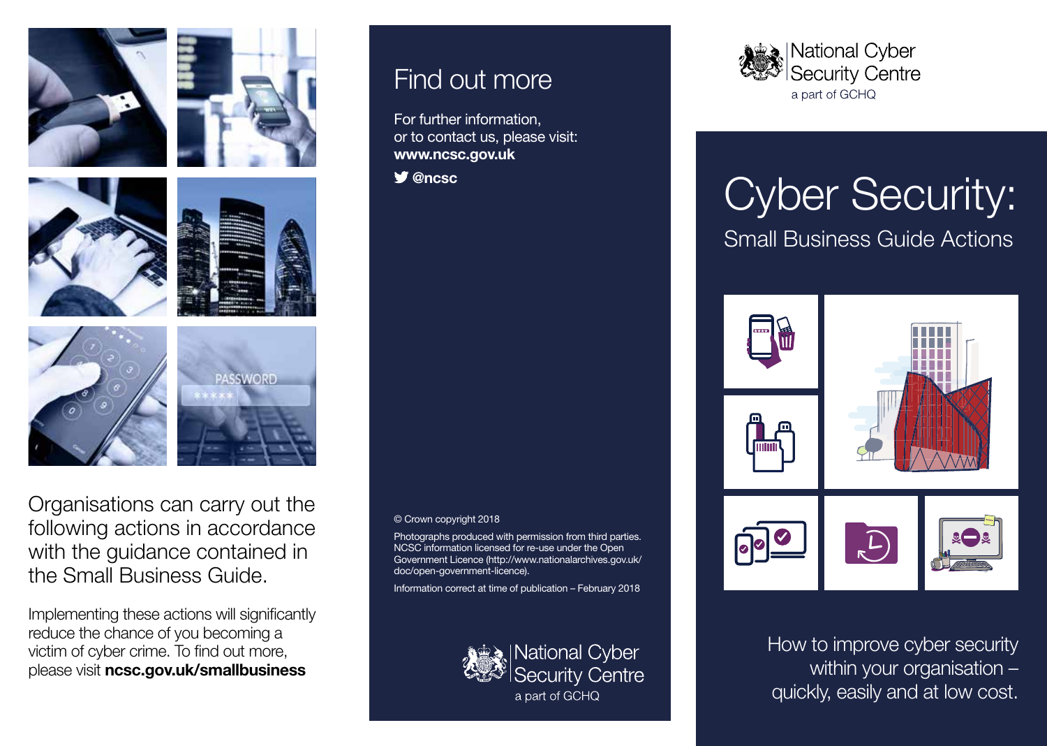Organisations can carry out the following actions in accordance with the guidance contained in the Small Business Guide.

Implementing these actions will significantly reduce the chance of you becoming a victim of cyber crime. To find out more, please visit **ncsc.gov.uk/smallbusiness**

## Find out more

For further information, or to contact us, please visit:
**www.ncsc.gov.uk**

**@ncsc**

© Crown copyright 2018

Photographs produced with permission from third parties. NCSC information licensed for re-use under the Open Government Licence (http://www.nationalarchives.gov.uk/doc/open-government-licence).

Information correct at time of publication – February 2018

National Cyber Security Centre
a part of GCHQ

National Cyber Security Centre
a part of GCHQ

# Cyber Security:

## Small Business Guide Actions

How to improve cyber security within your organisation – quickly, easily and at low cost.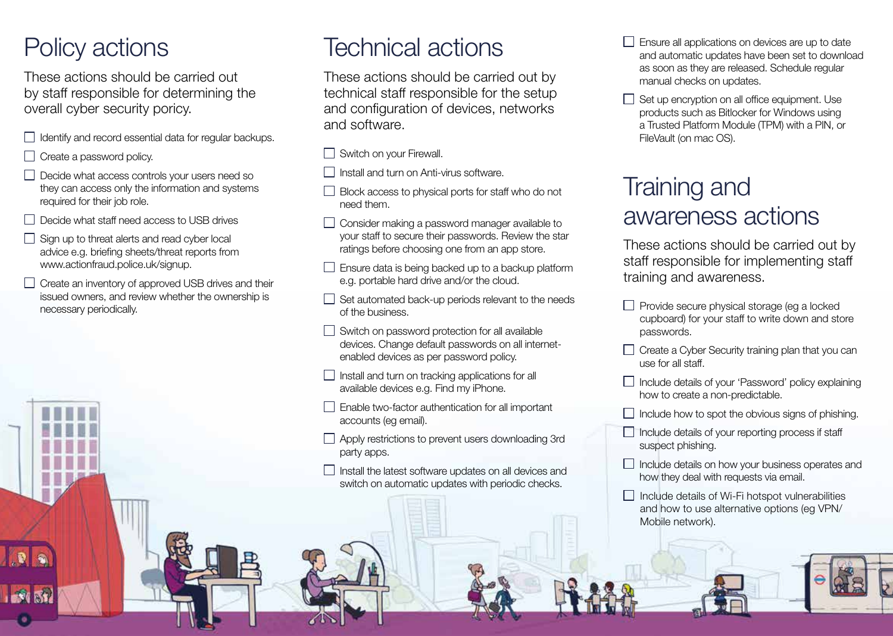# Policy actions

These actions should be carried out by staff responsible for determining the overall cyber security poricy.

- [ ] Identify and record essential data for regular backups.
- [ ] Create a password policy.
- [ ] Decide what access controls your users need so they can access only the information and systems required for their job role.
- [ ] Decide what staff need access to USB drives
- [ ] Sign up to threat alerts and read cyber local advice e.g. briefing sheets/threat reports from www.actionfraud.police.uk/signup.
- [ ] Create an inventory of approved USB drives and their issued owners, and review whether the ownership is necessary periodically.

# Technical actions

These actions should be carried out by technical staff responsible for the setup and configuration of devices, networks and software.

- [ ] Switch on your Firewall.
- [ ] Install and turn on Anti-virus software.
- [ ] Block access to physical ports for staff who do not need them.
- [ ] Consider making a password manager available to your staff to secure their passwords. Review the star ratings before choosing one from an app store.
- [ ] Ensure data is being backed up to a backup platform e.g. portable hard drive and/or the cloud.
- [ ] Set automated back-up periods relevant to the needs of the business.
- [ ] Switch on password protection for all available devices. Change default passwords on all internet-enabled devices as per password policy.
- [ ] Install and turn on tracking applications for all available devices e.g. Find my iPhone.
- [ ] Enable two-factor authentication for all important accounts (eg email).
- [ ] Apply restrictions to prevent users downloading 3rd party apps.
- [ ] Install the latest software updates on all devices and switch on automatic updates with periodic checks.
- [ ] Ensure all applications on devices are up to date and automatic updates have been set to download as soon as they are released. Schedule regular manual checks on updates.
- [ ] Set up encryption on all office equipment. Use products such as Bitlocker for Windows using a Trusted Platform Module (TPM) with a PIN, or FileVault (on mac OS).

# Training and awareness actions

These actions should be carried out by staff responsible for implementing staff training and awareness.

- [ ] Provide secure physical storage (eg a locked cupboard) for your staff to write down and store passwords.
- [ ] Create a Cyber Security training plan that you can use for all staff.
- [ ] Include details of your 'Password' policy explaining how to create a non-predictable.
- [ ] Include how to spot the obvious signs of phishing.
- [ ] Include details of your reporting process if staff suspect phishing.
- [ ] Include details on how your business operates and how they deal with requests via email.
- [ ] Include details of Wi-Fi hotspot vulnerabilities and how to use alternative options (eg VPN/ Mobile network).